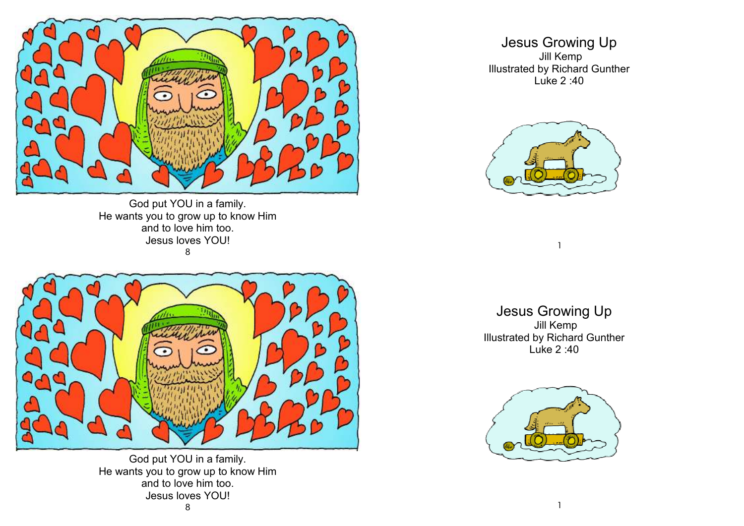God put YOU in a family.
He wants you to grow up to know Him
and to love him too.
Jesus loves YOU!

# Jesus Growing Up

Jill Kemp
Illustrated by Richard Gunther
Luke 2 :40

God put YOU in a family.
He wants you to grow up to know Him
and to love him too.
Jesus loves YOU!

# Jesus Growing Up

Jill Kemp
Illustrated by Richard Gunther
Luke 2 :40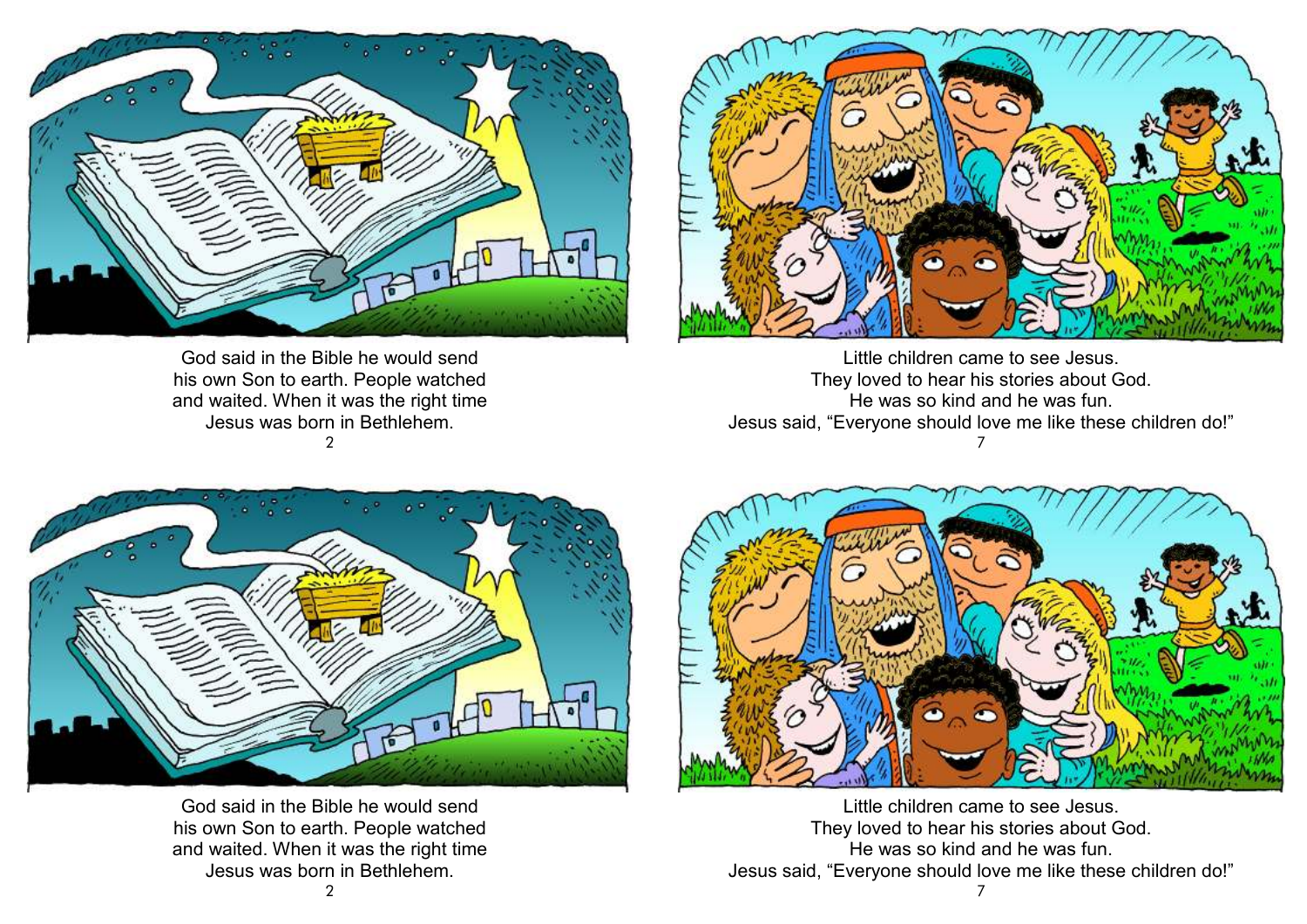God said in the Bible he would send his own Son to earth. People watched and waited. When it was the right time Jesus was born in Bethlehem.

Little children came to see Jesus.
They loved to hear his stories about God.
He was so kind and he was fun.
Jesus said, "Everyone should love me like these children do!"

God said in the Bible he would send his own Son to earth. People watched and waited. When it was the right time Jesus was born in Bethlehem.

Little children came to see Jesus.
They loved to hear his stories about God.
He was so kind and he was fun.
Jesus said, "Everyone should love me like these children do!"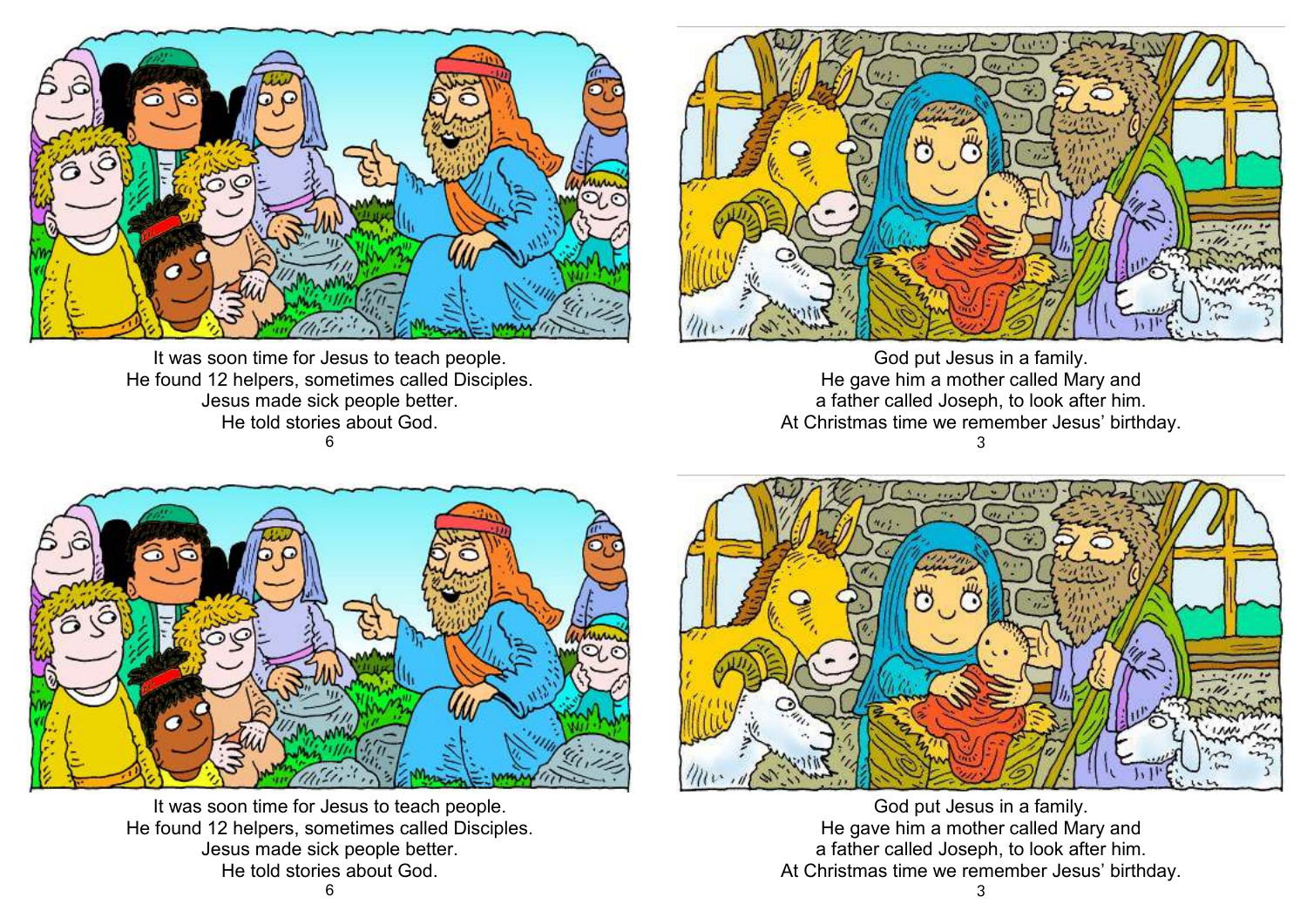It was soon time for Jesus to teach people.
He found 12 helpers, sometimes called Disciples.
Jesus made sick people better.
He told stories about God.

God put Jesus in a family.
He gave him a mother called Mary and
a father called Joseph, to look after him.
At Christmas time we remember Jesus' birthday.

It was soon time for Jesus to teach people.
He found 12 helpers, sometimes called Disciples.
Jesus made sick people better.
He told stories about God.

God put Jesus in a family.
He gave him a mother called Mary and
a father called Joseph, to look after him.
At Christmas time we remember Jesus' birthday.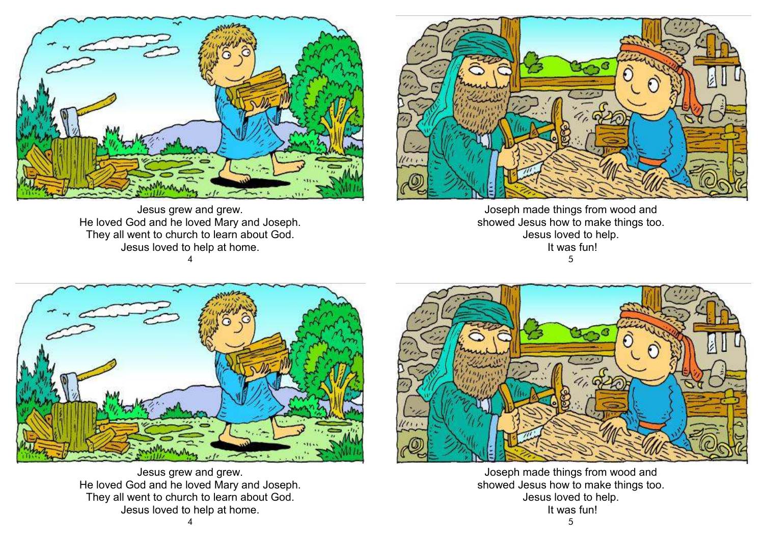Jesus grew and grew.
He loved God and he loved Mary and Joseph.
They all went to church to learn about God.
Jesus loved to help at home.

Joseph made things from wood and
showed Jesus how to make things too.
Jesus loved to help.
It was fun!

Jesus grew and grew.
He loved God and he loved Mary and Joseph.
They all went to church to learn about God.
Jesus loved to help at home.

Joseph made things from wood and
showed Jesus how to make things too.
Jesus loved to help.
It was fun!